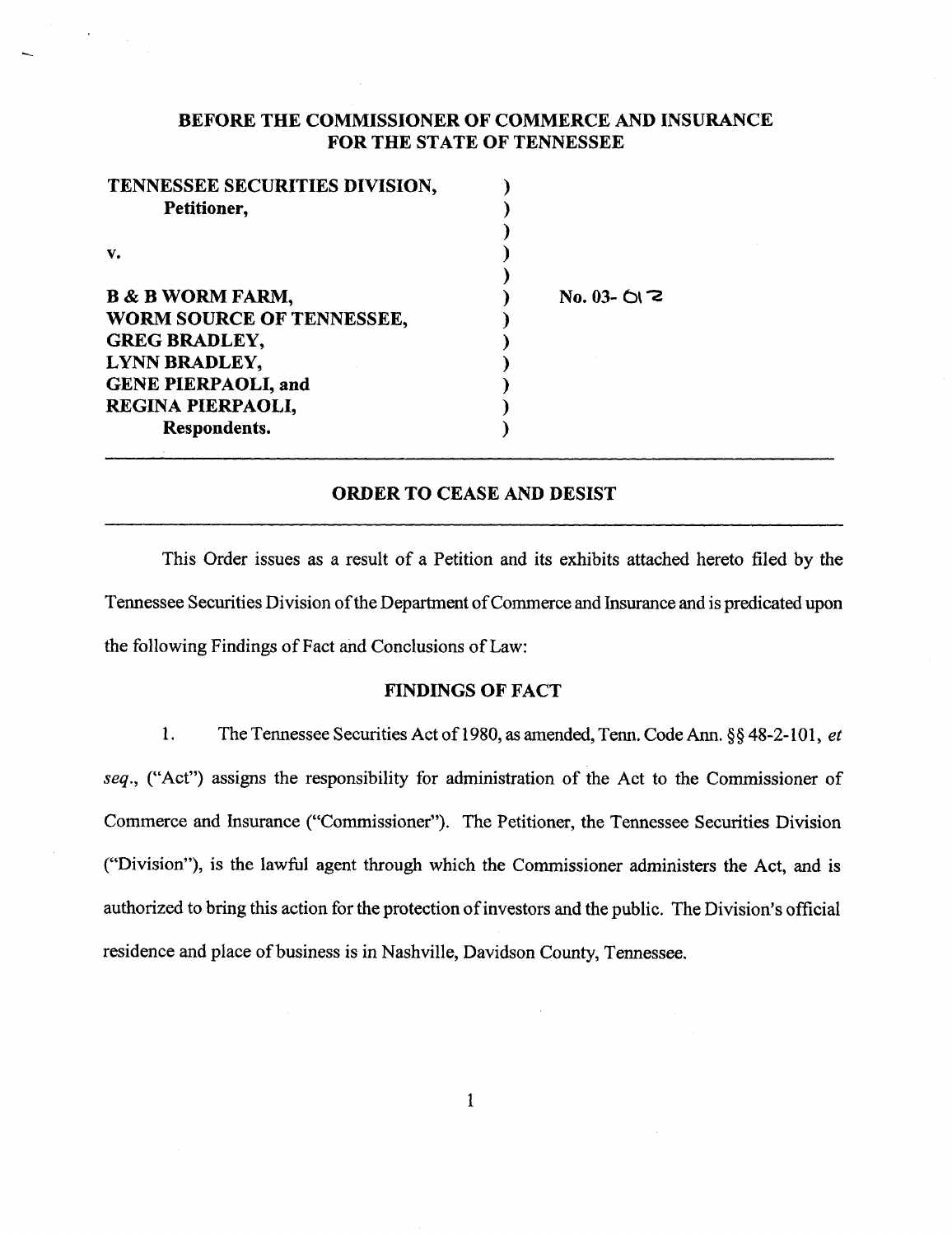# BEFORE THE COMMISSIONER OF COMMERCE AND INSURANCE FOR THE STATE OF TENNESSEE

| | | |
|---|---|---|
| **TENNESSEE SECURITIES DIVISION,** **Petitioner,** | ) | |
| **v.** | ) | |
| **B & B WORM FARM,** | ) | **No. 03- 012** |
| **WORM SOURCE OF TENNESSEE,** | ) | |
| **GREG BRADLEY,** | ) | |
| **LYNN BRADLEY,** | ) | |
| **GENE PIERPAOLI, and** | ) | |
| **REGINA PIERPAOLI,** **Respondents.** | ) | |

## ORDER TO CEASE AND DESIST

This Order issues as a result of a Petition and its exhibits attached hereto filed by the Tennessee Securities Division of the Department of Commerce and Insurance and is predicated upon the following Findings of Fact and Conclusions of Law:

### FINDINGS OF FACT

1. The Tennessee Securities Act of 1980, as amended, Tenn. Code Ann. §§ 48-2-101, *et seq.*, ("Act") assigns the responsibility for administration of the Act to the Commissioner of Commerce and Insurance ("Commissioner"). The Petitioner, the Tennessee Securities Division ("Division"), is the lawful agent through which the Commissioner administers the Act, and is authorized to bring this action for the protection of investors and the public. The Division's official residence and place of business is in Nashville, Davidson County, Tennessee.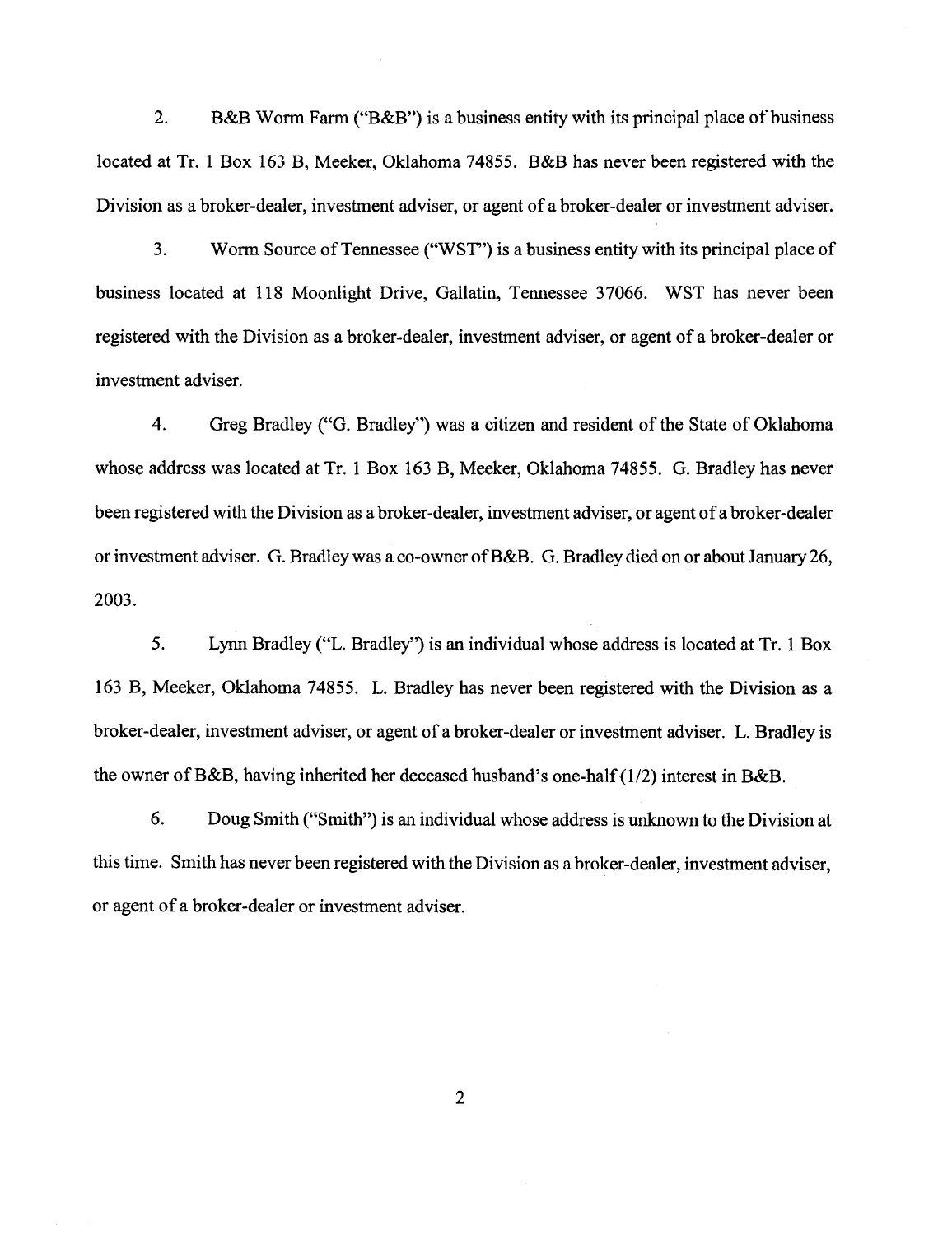2. B&B Worm Farm ("B&B") is a business entity with its principal place of business located at Tr. 1 Box 163 B, Meeker, Oklahoma 74855. B&B has never been registered with the Division as a broker-dealer, investment adviser, or agent of a broker-dealer or investment adviser.

3. Worm Source of Tennessee ("WST") is a business entity with its principal place of business located at 118 Moonlight Drive, Gallatin, Tennessee 37066. WST has never been registered with the Division as a broker-dealer, investment adviser, or agent of a broker-dealer or investment adviser.

4. Greg Bradley ("G. Bradley") was a citizen and resident of the State of Oklahoma whose address was located at Tr. 1 Box 163 B, Meeker, Oklahoma 74855. G. Bradley has never been registered with the Division as a broker-dealer, investment adviser, or agent of a broker-dealer or investment adviser. G. Bradley was a co-owner of B&B. G. Bradley died on or about January 26, 2003.

5. Lynn Bradley ("L. Bradley") is an individual whose address is located at Tr. 1 Box 163 B, Meeker, Oklahoma 74855. L. Bradley has never been registered with the Division as a broker-dealer, investment adviser, or agent of a broker-dealer or investment adviser. L. Bradley is the owner of B&B, having inherited her deceased husband's one-half (1/2) interest in B&B.

6. Doug Smith ("Smith") is an individual whose address is unknown to the Division at this time. Smith has never been registered with the Division as a broker-dealer, investment adviser, or agent of a broker-dealer or investment adviser.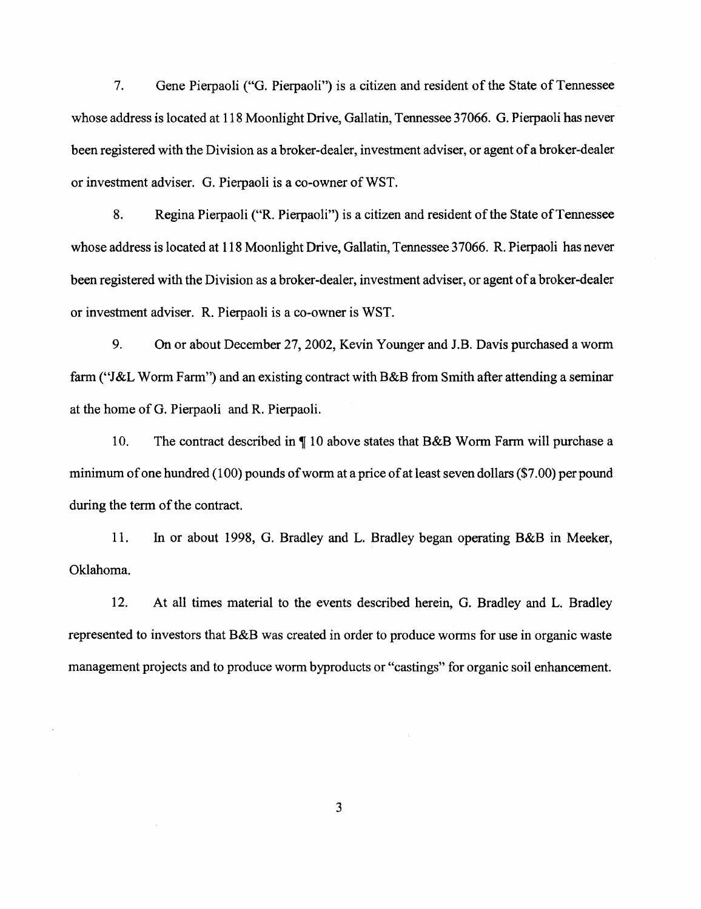7. Gene Pierpaoli ("G. Pierpaoli") is a citizen and resident of the State of Tennessee whose address is located at 118 Moonlight Drive, Gallatin, Tennessee 37066. G. Pierpaoli has never been registered with the Division as a broker-dealer, investment adviser, or agent of a broker-dealer or investment adviser. G. Pierpaoli is a co-owner of WST.

8. Regina Pierpaoli ("R. Pierpaoli") is a citizen and resident of the State of Tennessee whose address is located at 118 Moonlight Drive, Gallatin, Tennessee 37066. R. Pierpaoli has never been registered with the Division as a broker-dealer, investment adviser, or agent of a broker-dealer or investment adviser. R. Pierpaoli is a co-owner is WST.

9. On or about December 27, 2002, Kevin Younger and J.B. Davis purchased a worm farm ("J&L Worm Farm") and an existing contract with B&B from Smith after attending a seminar at the home of G. Pierpaoli and R. Pierpaoli.

10. The contract described in ¶ 10 above states that B&B Worm Farm will purchase a minimum of one hundred (100) pounds of worm at a price of at least seven dollars ($7.00) per pound during the term of the contract.

11. In or about 1998, G. Bradley and L. Bradley began operating B&B in Meeker, Oklahoma.

12. At all times material to the events described herein, G. Bradley and L. Bradley represented to investors that B&B was created in order to produce worms for use in organic waste management projects and to produce worm byproducts or "castings" for organic soil enhancement.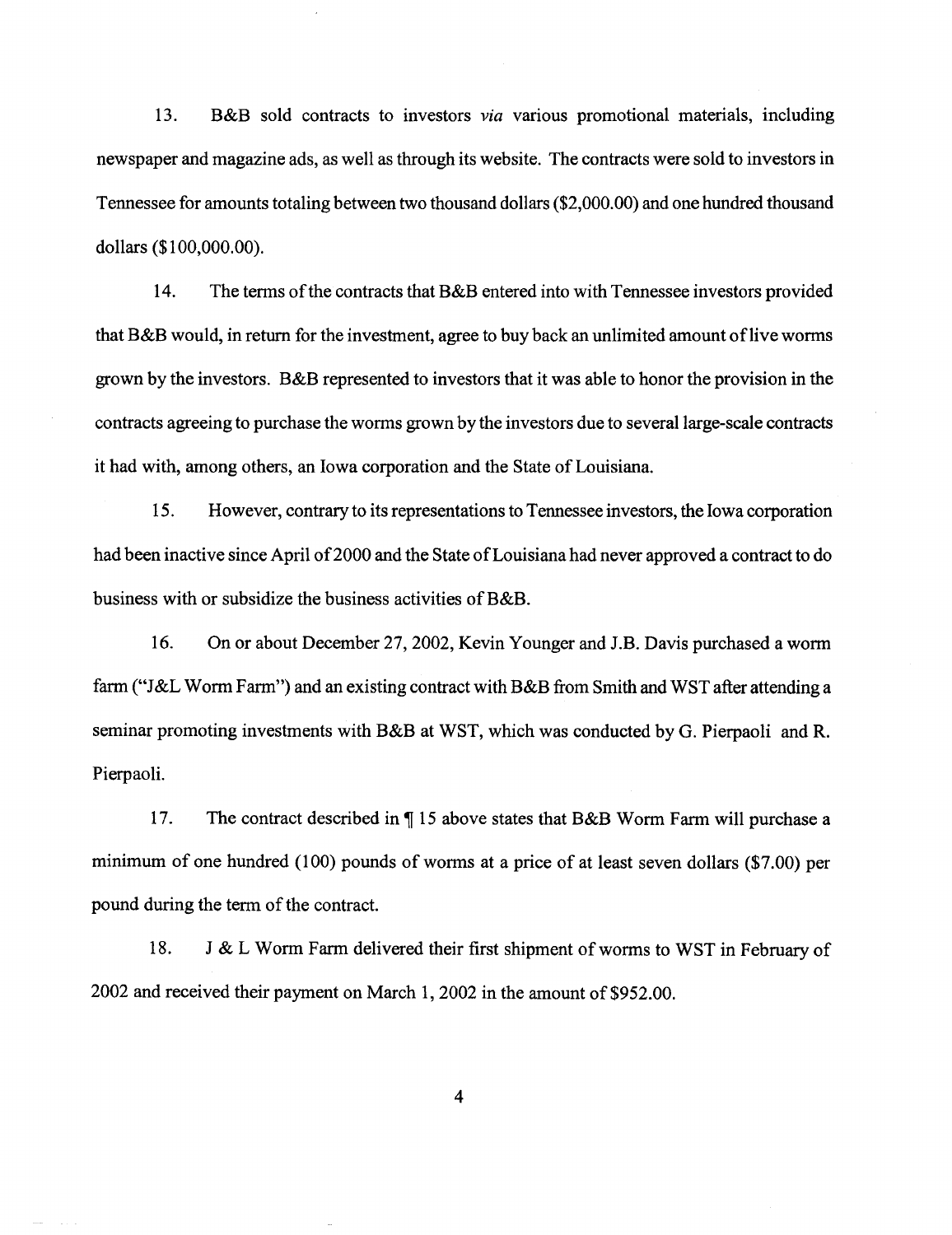13. B&B sold contracts to investors *via* various promotional materials, including newspaper and magazine ads, as well as through its website. The contracts were sold to investors in Tennessee for amounts totaling between two thousand dollars ($2,000.00) and one hundred thousand dollars ($100,000.00).

14. The terms of the contracts that B&B entered into with Tennessee investors provided that B&B would, in return for the investment, agree to buy back an unlimited amount of live worms grown by the investors. B&B represented to investors that it was able to honor the provision in the contracts agreeing to purchase the worms grown by the investors due to several large-scale contracts it had with, among others, an Iowa corporation and the State of Louisiana.

15. However, contrary to its representations to Tennessee investors, the Iowa corporation had been inactive since April of 2000 and the State of Louisiana had never approved a contract to do business with or subsidize the business activities of B&B.

16. On or about December 27, 2002, Kevin Younger and J.B. Davis purchased a worm farm ("J&L Worm Farm") and an existing contract with B&B from Smith and WST after attending a seminar promoting investments with B&B at WST, which was conducted by G. Pierpaoli and R. Pierpaoli.

17. The contract described in ¶ 15 above states that B&B Worm Farm will purchase a minimum of one hundred (100) pounds of worms at a price of at least seven dollars ($7.00) per pound during the term of the contract.

18. J & L Worm Farm delivered their first shipment of worms to WST in February of 2002 and received their payment on March 1, 2002 in the amount of $952.00.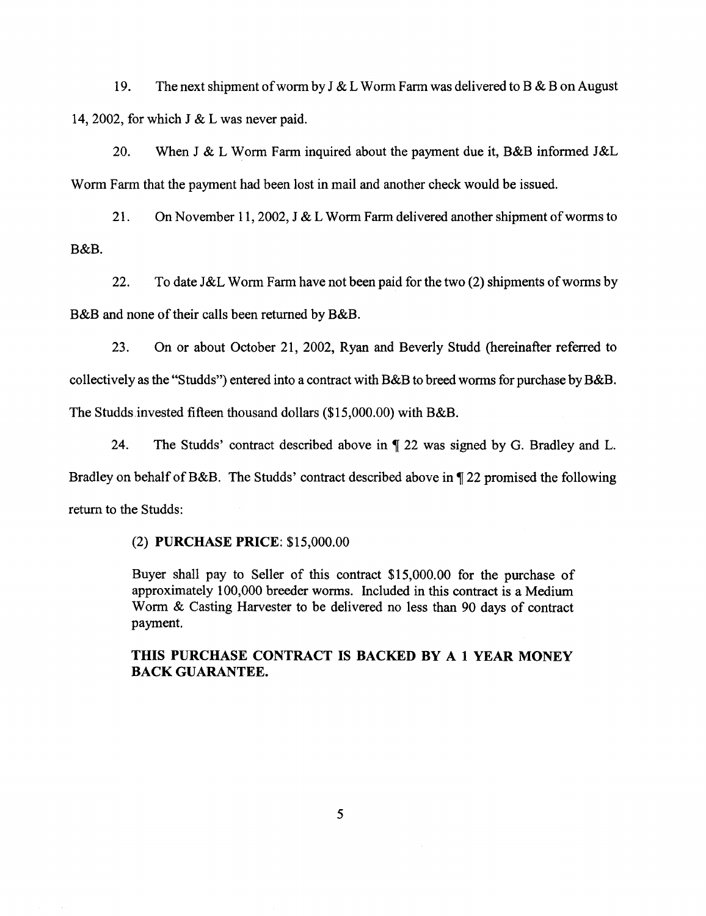19. The next shipment of worm by J & L Worm Farm was delivered to B & B on August 14, 2002, for which J & L was never paid.

20. When J & L Worm Farm inquired about the payment due it, B&B informed J&L Worm Farm that the payment had been lost in mail and another check would be issued.

21. On November 11, 2002, J & L Worm Farm delivered another shipment of worms to B&B.

22. To date J&L Worm Farm have not been paid for the two (2) shipments of worms by B&B and none of their calls been returned by B&B.

23. On or about October 21, 2002, Ryan and Beverly Studd (hereinafter referred to collectively as the "Studds") entered into a contract with B&B to breed worms for purchase by B&B. The Studds invested fifteen thousand dollars ($15,000.00) with B&B.

24. The Studds' contract described above in ¶ 22 was signed by G. Bradley and L. Bradley on behalf of B&B. The Studds' contract described above in ¶ 22 promised the following return to the Studds:

> (2) **PURCHASE PRICE**: $15,000.00
>
> Buyer shall pay to Seller of this contract $15,000.00 for the purchase of approximately 100,000 breeder worms. Included in this contract is a Medium Worm & Casting Harvester to be delivered no less than 90 days of contract payment.
>
> **THIS PURCHASE CONTRACT IS BACKED BY A 1 YEAR MONEY BACK GUARANTEE.**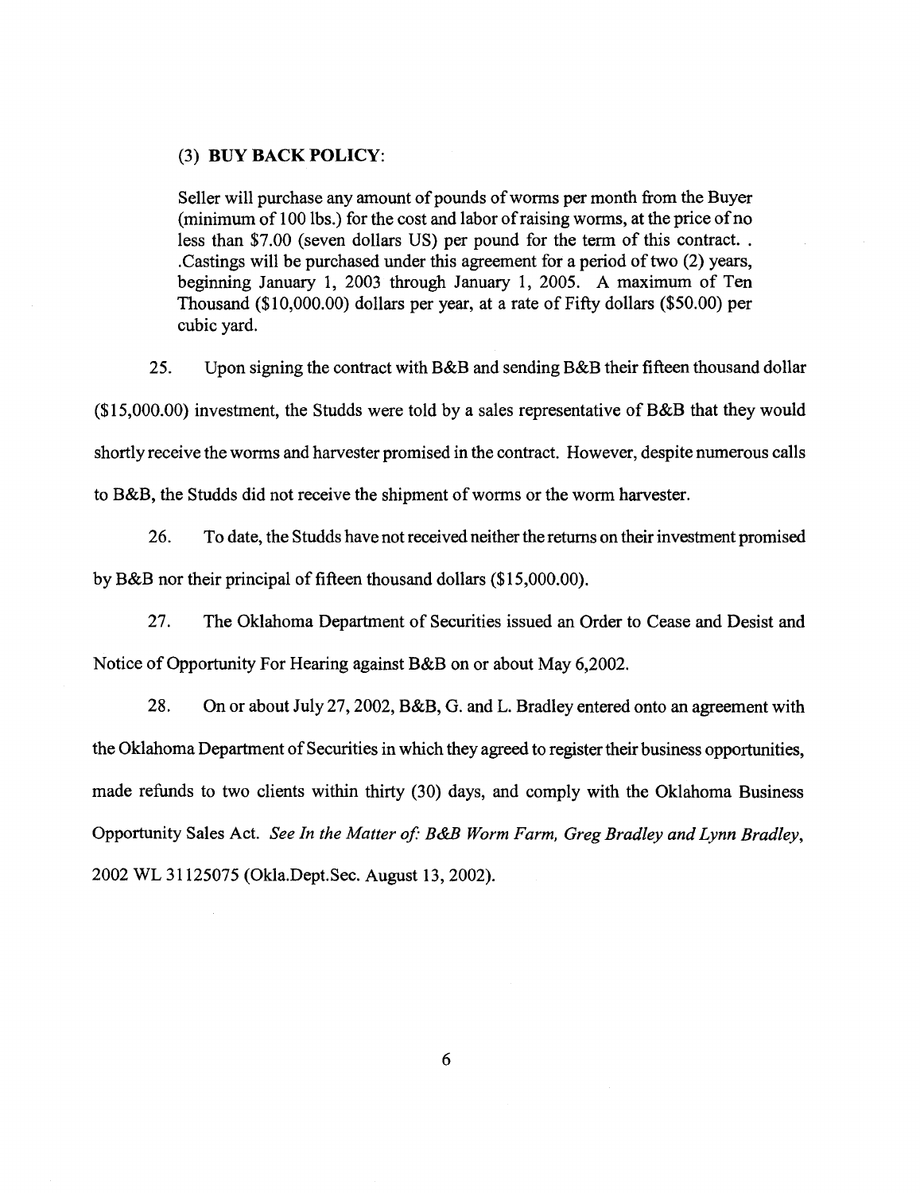(3) **BUY BACK POLICY**:

Seller will purchase any amount of pounds of worms per month from the Buyer (minimum of 100 lbs.) for the cost and labor of raising worms, at the price of no less than $7.00 (seven dollars US) per pound for the term of this contract. . .Castings will be purchased under this agreement for a period of two (2) years, beginning January 1, 2003 through January 1, 2005. A maximum of Ten Thousand ($10,000.00) dollars per year, at a rate of Fifty dollars ($50.00) per cubic yard.

25. Upon signing the contract with B&B and sending B&B their fifteen thousand dollar ($15,000.00) investment, the Studds were told by a sales representative of B&B that they would shortly receive the worms and harvester promised in the contract. However, despite numerous calls to B&B, the Studds did not receive the shipment of worms or the worm harvester.

26. To date, the Studds have not received neither the returns on their investment promised by B&B nor their principal of fifteen thousand dollars ($15,000.00).

27. The Oklahoma Department of Securities issued an Order to Cease and Desist and Notice of Opportunity For Hearing against B&B on or about May 6,2002.

28. On or about July 27, 2002, B&B, G. and L. Bradley entered onto an agreement with the Oklahoma Department of Securities in which they agreed to register their business opportunities, made refunds to two clients within thirty (30) days, and comply with the Oklahoma Business Opportunity Sales Act. *See In the Matter of: B&B Worm Farm, Greg Bradley and Lynn Bradley*, 2002 WL 31125075 (Okla.Dept.Sec. August 13, 2002).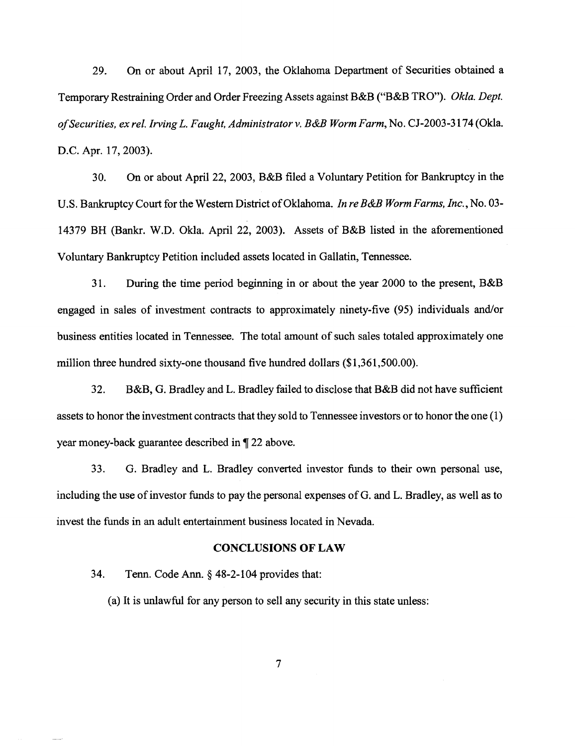29. On or about April 17, 2003, the Oklahoma Department of Securities obtained a Temporary Restraining Order and Order Freezing Assets against B&B ("B&B TRO"). *Okla. Dept. of Securities, ex rel. Irving L. Faught, Administrator v. B&B Worm Farm*, No. CJ-2003-3174 (Okla. D.C. Apr. 17, 2003).

30. On or about April 22, 2003, B&B filed a Voluntary Petition for Bankruptcy in the U.S. Bankruptcy Court for the Western District of Oklahoma. *In re B&B Worm Farms, Inc.*, No. 03-14379 BH (Bankr. W.D. Okla. April 22, 2003). Assets of B&B listed in the aforementioned Voluntary Bankruptcy Petition included assets located in Gallatin, Tennessee.

31. During the time period beginning in or about the year 2000 to the present, B&B engaged in sales of investment contracts to approximately ninety-five (95) individuals and/or business entities located in Tennessee. The total amount of such sales totaled approximately one million three hundred sixty-one thousand five hundred dollars ($1,361,500.00).

32. B&B, G. Bradley and L. Bradley failed to disclose that B&B did not have sufficient assets to honor the investment contracts that they sold to Tennessee investors or to honor the one (1) year money-back guarantee described in ¶ 22 above.

33. G. Bradley and L. Bradley converted investor funds to their own personal use, including the use of investor funds to pay the personal expenses of G. and L. Bradley, as well as to invest the funds in an adult entertainment business located in Nevada.

## CONCLUSIONS OF LAW

34. Tenn. Code Ann. § 48-2-104 provides that:

(a) It is unlawful for any person to sell any security in this state unless: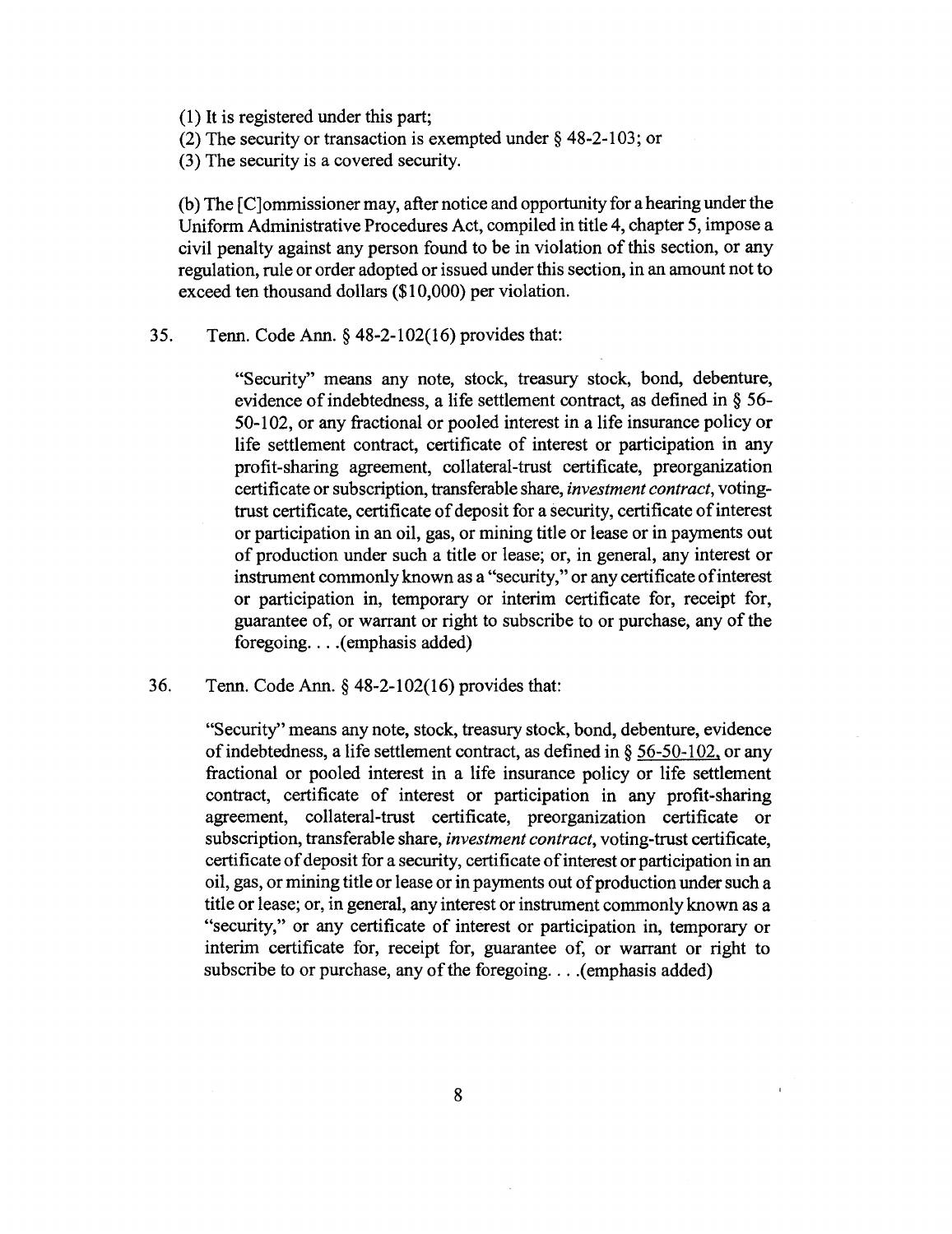(1) It is registered under this part;
(2) The security or transaction is exempted under § 48-2-103; or
(3) The security is a covered security.

(b) The [C]ommissioner may, after notice and opportunity for a hearing under the Uniform Administrative Procedures Act, compiled in title 4, chapter 5, impose a civil penalty against any person found to be in violation of this section, or any regulation, rule or order adopted or issued under this section, in an amount not to exceed ten thousand dollars ($10,000) per violation.

35. Tenn. Code Ann. § 48-2-102(16) provides that:

> "Security" means any note, stock, treasury stock, bond, debenture, evidence of indebtedness, a life settlement contract, as defined in § 56-50-102, or any fractional or pooled interest in a life insurance policy or life settlement contract, certificate of interest or participation in any profit-sharing agreement, collateral-trust certificate, preorganization certificate or subscription, transferable share, *investment contract*, voting-trust certificate, certificate of deposit for a security, certificate of interest or participation in an oil, gas, or mining title or lease or in payments out of production under such a title or lease; or, in general, any interest or instrument commonly known as a "security," or any certificate of interest or participation in, temporary or interim certificate for, receipt for, guarantee of, or warrant or right to subscribe to or purchase, any of the foregoing. . . .(emphasis added)

36. Tenn. Code Ann. § 48-2-102(16) provides that:

> "Security" means any note, stock, treasury stock, bond, debenture, evidence of indebtedness, a life settlement contract, as defined in § 56-50-102, or any fractional or pooled interest in a life insurance policy or life settlement contract, certificate of interest or participation in any profit-sharing agreement, collateral-trust certificate, preorganization certificate or subscription, transferable share, *investment contract*, voting-trust certificate, certificate of deposit for a security, certificate of interest or participation in an oil, gas, or mining title or lease or in payments out of production under such a title or lease; or, in general, any interest or instrument commonly known as a "security," or any certificate of interest or participation in, temporary or interim certificate for, receipt for, guarantee of, or warrant or right to subscribe to or purchase, any of the foregoing. . . .(emphasis added)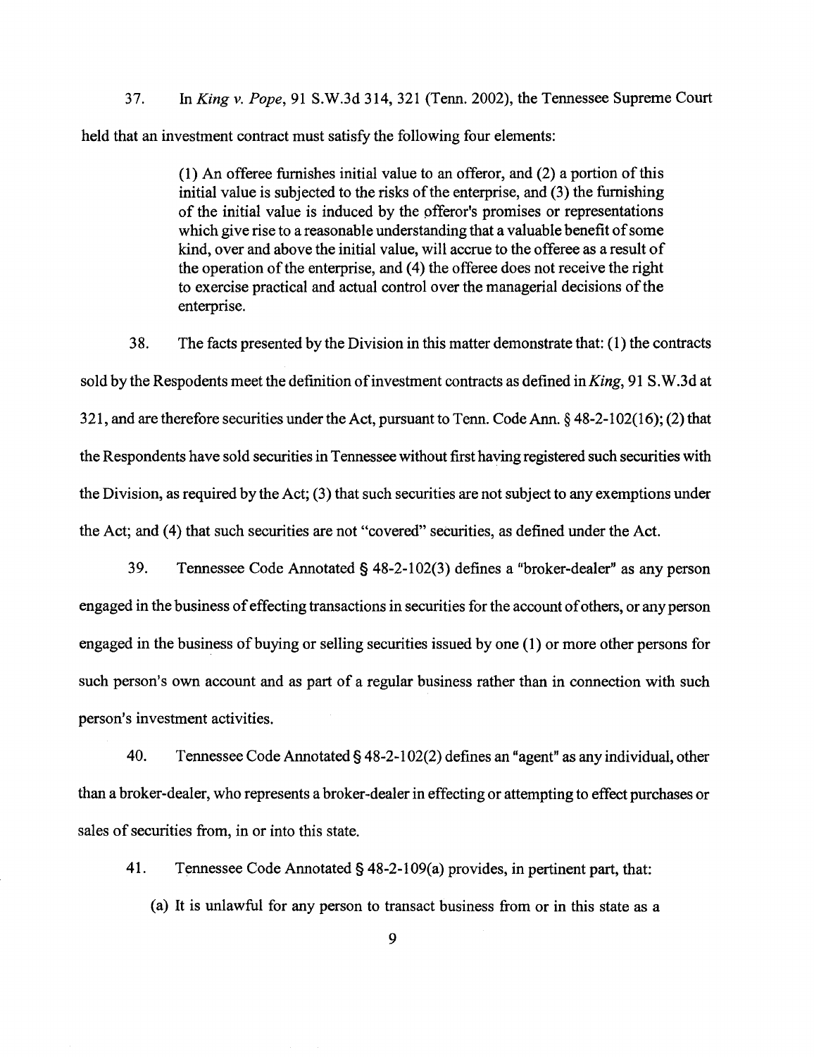37. In *King v. Pope*, 91 S.W.3d 314, 321 (Tenn. 2002), the Tennessee Supreme Court held that an investment contract must satisfy the following four elements:

> (1) An offeree furnishes initial value to an offeror, and (2) a portion of this initial value is subjected to the risks of the enterprise, and (3) the furnishing of the initial value is induced by the offeror's promises or representations which give rise to a reasonable understanding that a valuable benefit of some kind, over and above the initial value, will accrue to the offeree as a result of the operation of the enterprise, and (4) the offeree does not receive the right to exercise practical and actual control over the managerial decisions of the enterprise.

38. The facts presented by the Division in this matter demonstrate that: (1) the contracts sold by the Respodents meet the definition of investment contracts as defined in *King*, 91 S.W.3d at 321, and are therefore securities under the Act, pursuant to Tenn. Code Ann. § 48-2-102(16); (2) that the Respondents have sold securities in Tennessee without first having registered such securities with the Division, as required by the Act; (3) that such securities are not subject to any exemptions under the Act; and (4) that such securities are not "covered" securities, as defined under the Act.

39. Tennessee Code Annotated § 48-2-102(3) defines a "broker-dealer" as any person engaged in the business of effecting transactions in securities for the account of others, or any person engaged in the business of buying or selling securities issued by one (1) or more other persons for such person's own account and as part of a regular business rather than in connection with such person's investment activities.

40. Tennessee Code Annotated § 48-2-102(2) defines an "agent" as any individual, other than a broker-dealer, who represents a broker-dealer in effecting or attempting to effect purchases or sales of securities from, in or into this state.

41. Tennessee Code Annotated § 48-2-109(a) provides, in pertinent part, that:

(a) It is unlawful for any person to transact business from or in this state as a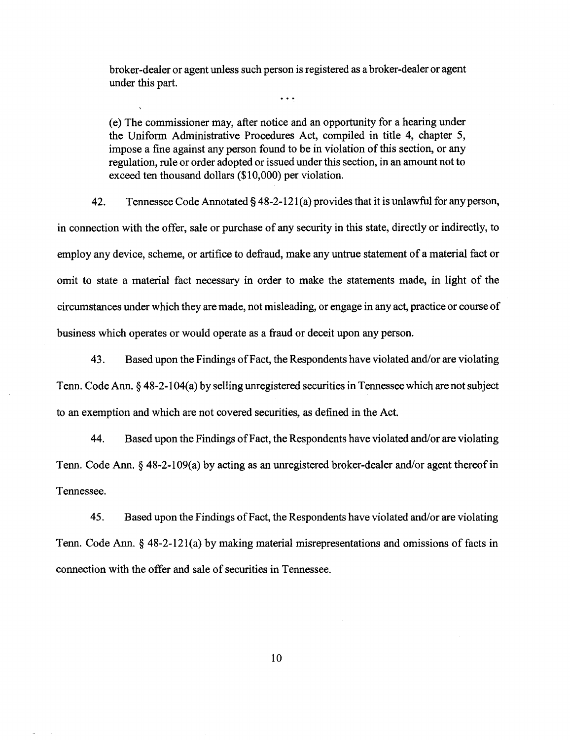> broker-dealer or agent unless such person is registered as a broker-dealer or agent under this part.
>
> . . .
>
> (e) The commissioner may, after notice and an opportunity for a hearing under the Uniform Administrative Procedures Act, compiled in title 4, chapter 5, impose a fine against any person found to be in violation of this section, or any regulation, rule or order adopted or issued under this section, in an amount not to exceed ten thousand dollars ($10,000) per violation.

42. Tennessee Code Annotated § 48-2-121(a) provides that it is unlawful for any person, in connection with the offer, sale or purchase of any security in this state, directly or indirectly, to employ any device, scheme, or artifice to defraud, make any untrue statement of a material fact or omit to state a material fact necessary in order to make the statements made, in light of the circumstances under which they are made, not misleading, or engage in any act, practice or course of business which operates or would operate as a fraud or deceit upon any person.

43. Based upon the Findings of Fact, the Respondents have violated and/or are violating Tenn. Code Ann. § 48-2-104(a) by selling unregistered securities in Tennessee which are not subject to an exemption and which are not covered securities, as defined in the Act.

44. Based upon the Findings of Fact, the Respondents have violated and/or are violating Tenn. Code Ann. § 48-2-109(a) by acting as an unregistered broker-dealer and/or agent thereof in Tennessee.

45. Based upon the Findings of Fact, the Respondents have violated and/or are violating Tenn. Code Ann. § 48-2-121(a) by making material misrepresentations and omissions of facts in connection with the offer and sale of securities in Tennessee.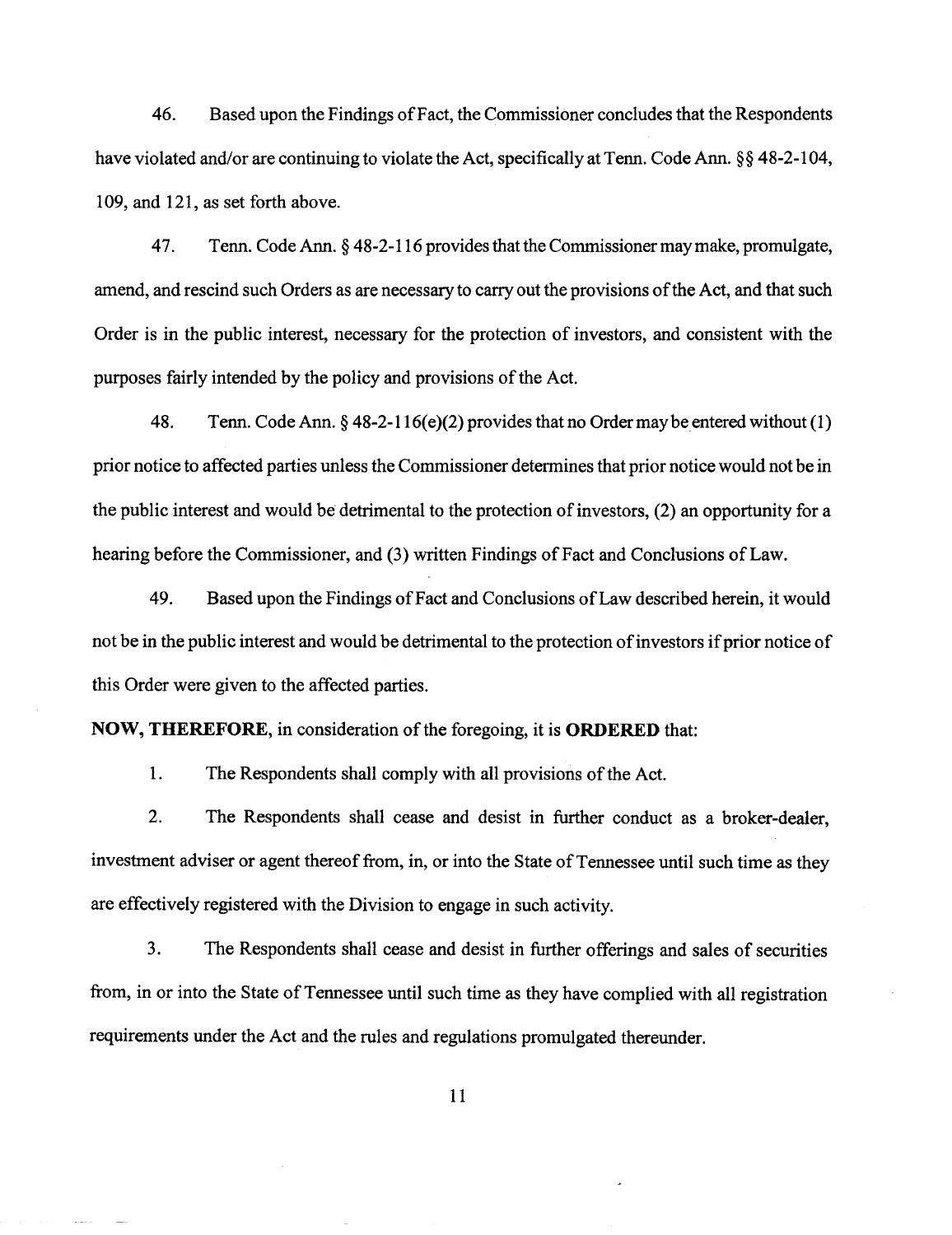46. Based upon the Findings of Fact, the Commissioner concludes that the Respondents have violated and/or are continuing to violate the Act, specifically at Tenn. Code Ann. §§ 48-2-104, 109, and 121, as set forth above.

47. Tenn. Code Ann. § 48-2-116 provides that the Commissioner may make, promulgate, amend, and rescind such Orders as are necessary to carry out the provisions of the Act, and that such Order is in the public interest, necessary for the protection of investors, and consistent with the purposes fairly intended by the policy and provisions of the Act.

48. Tenn. Code Ann. § 48-2-116(e)(2) provides that no Order may be entered without (1) prior notice to affected parties unless the Commissioner determines that prior notice would not be in the public interest and would be detrimental to the protection of investors, (2) an opportunity for a hearing before the Commissioner, and (3) written Findings of Fact and Conclusions of Law.

49. Based upon the Findings of Fact and Conclusions of Law described herein, it would not be in the public interest and would be detrimental to the protection of investors if prior notice of this Order were given to the affected parties.

**NOW, THEREFORE,** in consideration of the foregoing, it is **ORDERED** that:

1. The Respondents shall comply with all provisions of the Act.

2. The Respondents shall cease and desist in further conduct as a broker-dealer, investment adviser or agent thereof from, in, or into the State of Tennessee until such time as they are effectively registered with the Division to engage in such activity.

3. The Respondents shall cease and desist in further offerings and sales of securities from, in or into the State of Tennessee until such time as they have complied with all registration requirements under the Act and the rules and regulations promulgated thereunder.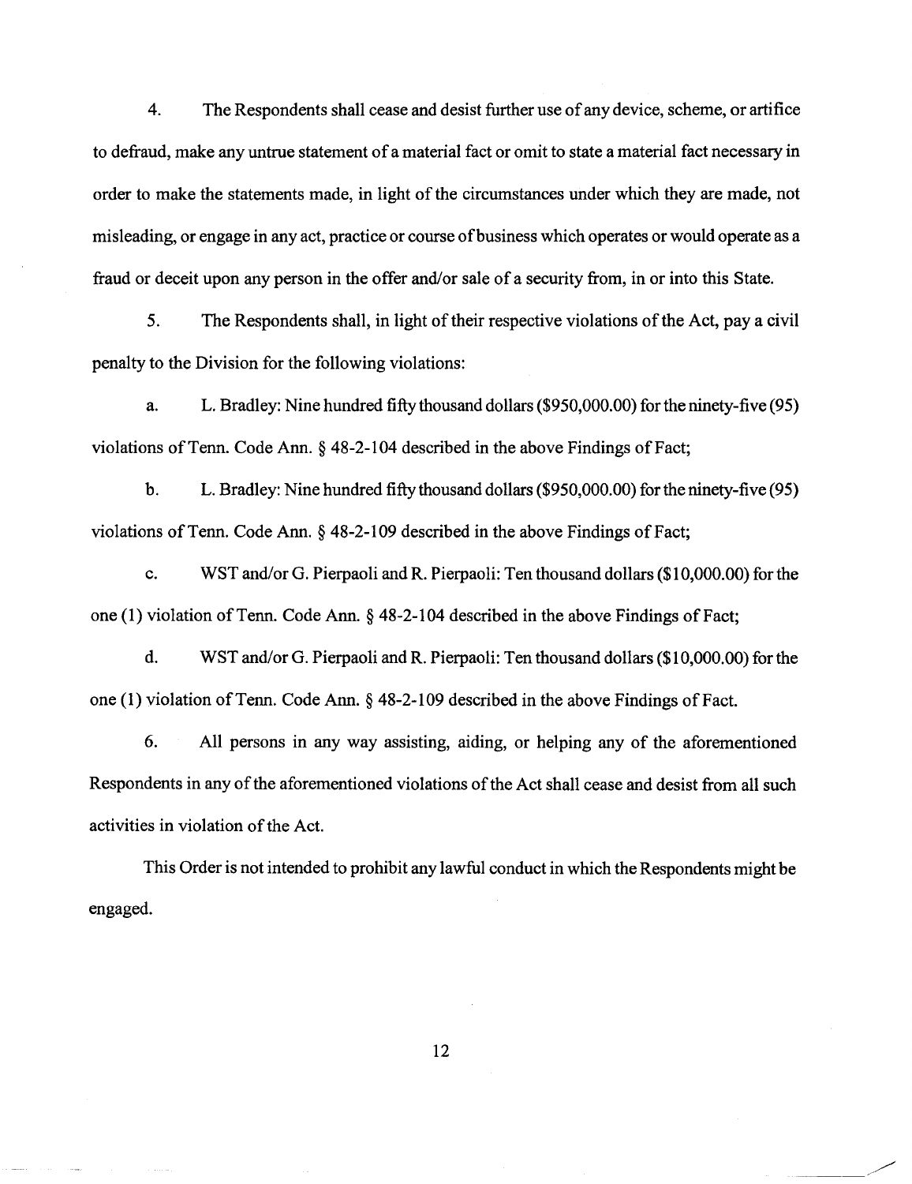4. The Respondents shall cease and desist further use of any device, scheme, or artifice to defraud, make any untrue statement of a material fact or omit to state a material fact necessary in order to make the statements made, in light of the circumstances under which they are made, not misleading, or engage in any act, practice or course of business which operates or would operate as a fraud or deceit upon any person in the offer and/or sale of a security from, in or into this State.

5. The Respondents shall, in light of their respective violations of the Act, pay a civil penalty to the Division for the following violations:

a. L. Bradley: Nine hundred fifty thousand dollars ($950,000.00) for the ninety-five (95) violations of Tenn. Code Ann. § 48-2-104 described in the above Findings of Fact;

b. L. Bradley: Nine hundred fifty thousand dollars ($950,000.00) for the ninety-five (95) violations of Tenn. Code Ann. § 48-2-109 described in the above Findings of Fact;

c. WST and/or G. Pierpaoli and R. Pierpaoli: Ten thousand dollars ($10,000.00) for the one (1) violation of Tenn. Code Ann. § 48-2-104 described in the above Findings of Fact;

d. WST and/or G. Pierpaoli and R. Pierpaoli: Ten thousand dollars ($10,000.00) for the one (1) violation of Tenn. Code Ann. § 48-2-109 described in the above Findings of Fact.

6. All persons in any way assisting, aiding, or helping any of the aforementioned Respondents in any of the aforementioned violations of the Act shall cease and desist from all such activities in violation of the Act.

This Order is not intended to prohibit any lawful conduct in which the Respondents might be engaged.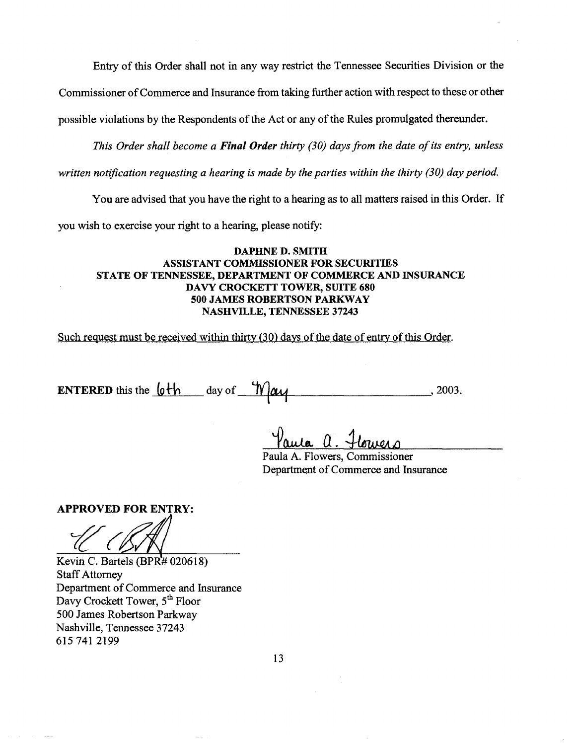Entry of this Order shall not in any way restrict the Tennessee Securities Division or the Commissioner of Commerce and Insurance from taking further action with respect to these or other possible violations by the Respondents of the Act or any of the Rules promulgated thereunder.

*This Order shall become a **Final Order** thirty (30) days from the date of its entry, unless written notification requesting a hearing is made by the parties within the thirty (30) day period.*

You are advised that you have the right to a hearing as to all matters raised in this Order. If you wish to exercise your right to a hearing, please notify:

**DAPHNE D. SMITH**
**ASSISTANT COMMISSIONER FOR SECURITIES**
**STATE OF TENNESSEE, DEPARTMENT OF COMMERCE AND INSURANCE**
**DAVY CROCKETT TOWER, SUITE 680**
**500 JAMES ROBERTSON PARKWAY**
**NASHVILLE, TENNESSEE 37243**

Such request must be received within thirty (30) days of the date of entry of this Order.

**ENTERED** this the 6th day of May, 2003.

Paula A. Flowers
Paula A. Flowers, Commissioner
Department of Commerce and Insurance

**APPROVED FOR ENTRY:**

Kevin C. Bartels (BPR# 020618)
Staff Attorney
Department of Commerce and Insurance
Davy Crockett Tower, 5th Floor
500 James Robertson Parkway
Nashville, Tennessee 37243
615 741 2199